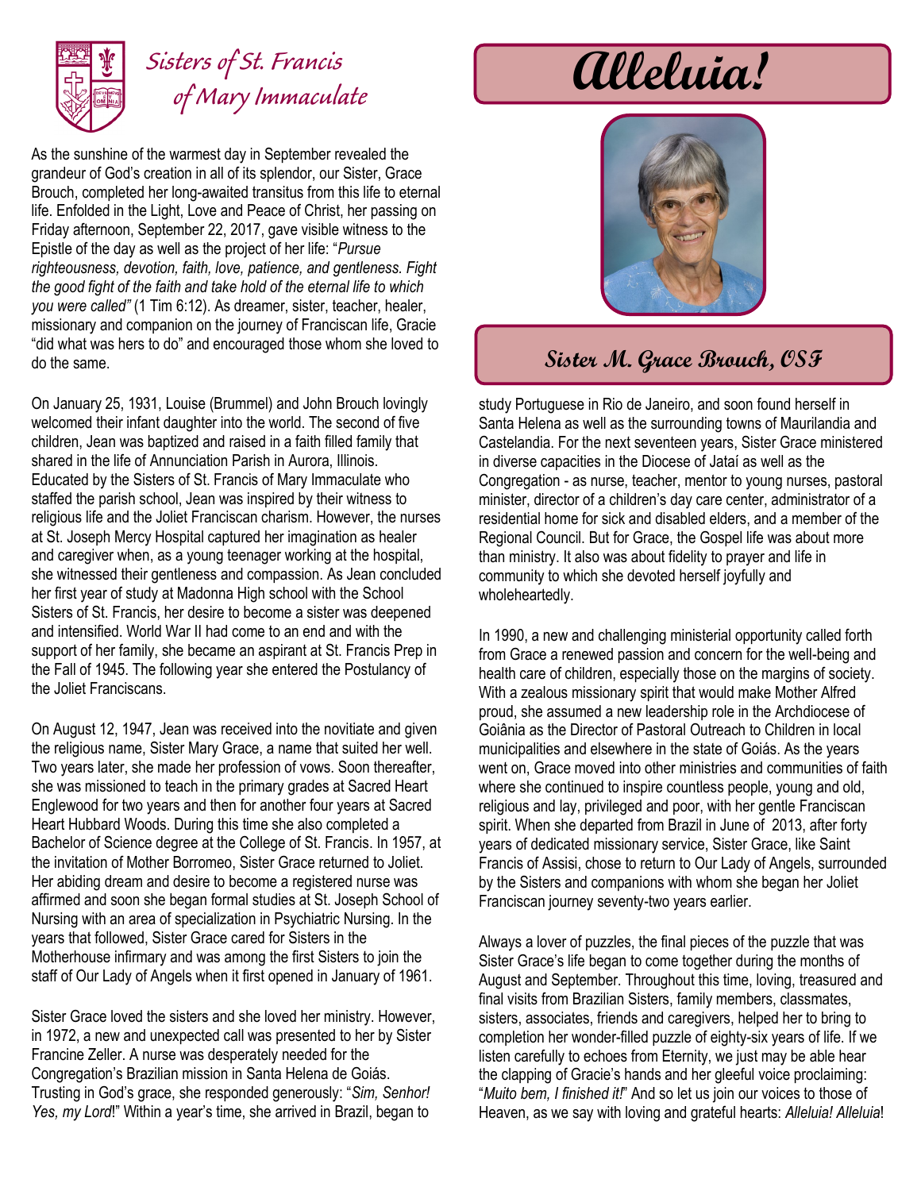# Sisters of St. Francis of Mary Immaculate

# Alleluia!

## Sister M. Grace Brouch, OSF

As the sunshine of the warmest day in September revealed the grandeur of God's creation in all of its splendor, our Sister, Grace Brouch, completed her long-awaited transitus from this life to eternal life. Enfolded in the Light, Love and Peace of Christ, her passing on Friday afternoon, September 22, 2017, gave visible witness to the Epistle of the day as well as the project of her life: "*Pursue righteousness, devotion, faith, love, patience, and gentleness. Fight the good fight of the faith and take hold of the eternal life to which you were called"* (1 Tim 6:12). As dreamer, sister, teacher, healer, missionary and companion on the journey of Franciscan life, Gracie "did what was hers to do" and encouraged those whom she loved to do the same.

On January 25, 1931, Louise (Brummel) and John Brouch lovingly welcomed their infant daughter into the world. The second of five children, Jean was baptized and raised in a faith filled family that shared in the life of Annunciation Parish in Aurora, Illinois. Educated by the Sisters of St. Francis of Mary Immaculate who staffed the parish school, Jean was inspired by their witness to religious life and the Joliet Franciscan charism. However, the nurses at St. Joseph Mercy Hospital captured her imagination as healer and caregiver when, as a young teenager working at the hospital, she witnessed their gentleness and compassion. As Jean concluded her first year of study at Madonna High school with the School Sisters of St. Francis, her desire to become a sister was deepened and intensified. World War II had come to an end and with the support of her family, she became an aspirant at St. Francis Prep in the Fall of 1945. The following year she entered the Postulancy of the Joliet Franciscans.

On August 12, 1947, Jean was received into the novitiate and given the religious name, Sister Mary Grace, a name that suited her well. Two years later, she made her profession of vows. Soon thereafter, she was missioned to teach in the primary grades at Sacred Heart Englewood for two years and then for another four years at Sacred Heart Hubbard Woods. During this time she also completed a Bachelor of Science degree at the College of St. Francis. In 1957, at the invitation of Mother Borromeo, Sister Grace returned to Joliet. Her abiding dream and desire to become a registered nurse was affirmed and soon she began formal studies at St. Joseph School of Nursing with an area of specialization in Psychiatric Nursing. In the years that followed, Sister Grace cared for Sisters in the Motherhouse infirmary and was among the first Sisters to join the staff of Our Lady of Angels when it first opened in January of 1961.

Sister Grace loved the sisters and she loved her ministry. However, in 1972, a new and unexpected call was presented to her by Sister Francine Zeller. A nurse was desperately needed for the Congregation's Brazilian mission in Santa Helena de Goiás. Trusting in God's grace, she responded generously: "*Sim, Senhor! Yes, my Lord*!" Within a year's time, she arrived in Brazil, began to study Portuguese in Rio de Janeiro, and soon found herself in Santa Helena as well as the surrounding towns of Maurilandia and Castelandia. For the next seventeen years, Sister Grace ministered in diverse capacities in the Diocese of Jataí as well as the Congregation - as nurse, teacher, mentor to young nurses, pastoral minister, director of a children's day care center, administrator of a residential home for sick and disabled elders, and a member of the Regional Council. But for Grace, the Gospel life was about more than ministry. It also was about fidelity to prayer and life in community to which she devoted herself joyfully and wholeheartedly.

In 1990, a new and challenging ministerial opportunity called forth from Grace a renewed passion and concern for the well-being and health care of children, especially those on the margins of society. With a zealous missionary spirit that would make Mother Alfred proud, she assumed a new leadership role in the Archdiocese of Goiânia as the Director of Pastoral Outreach to Children in local municipalities and elsewhere in the state of Goiás. As the years went on, Grace moved into other ministries and communities of faith where she continued to inspire countless people, young and old, religious and lay, privileged and poor, with her gentle Franciscan spirit. When she departed from Brazil in June of 2013, after forty years of dedicated missionary service, Sister Grace, like Saint Francis of Assisi, chose to return to Our Lady of Angels, surrounded by the Sisters and companions with whom she began her Joliet Franciscan journey seventy-two years earlier.

Always a lover of puzzles, the final pieces of the puzzle that was Sister Grace's life began to come together during the months of August and September. Throughout this time, loving, treasured and final visits from Brazilian Sisters, family members, classmates, sisters, associates, friends and caregivers, helped her to bring to completion her wonder-filled puzzle of eighty-six years of life. If we listen carefully to echoes from Eternity, we just may be able hear the clapping of Gracie's hands and her gleeful voice proclaiming: "*Muito bem, I finished it!*" And so let us join our voices to those of Heaven, as we say with loving and grateful hearts: *Alleluia! Alleluia*!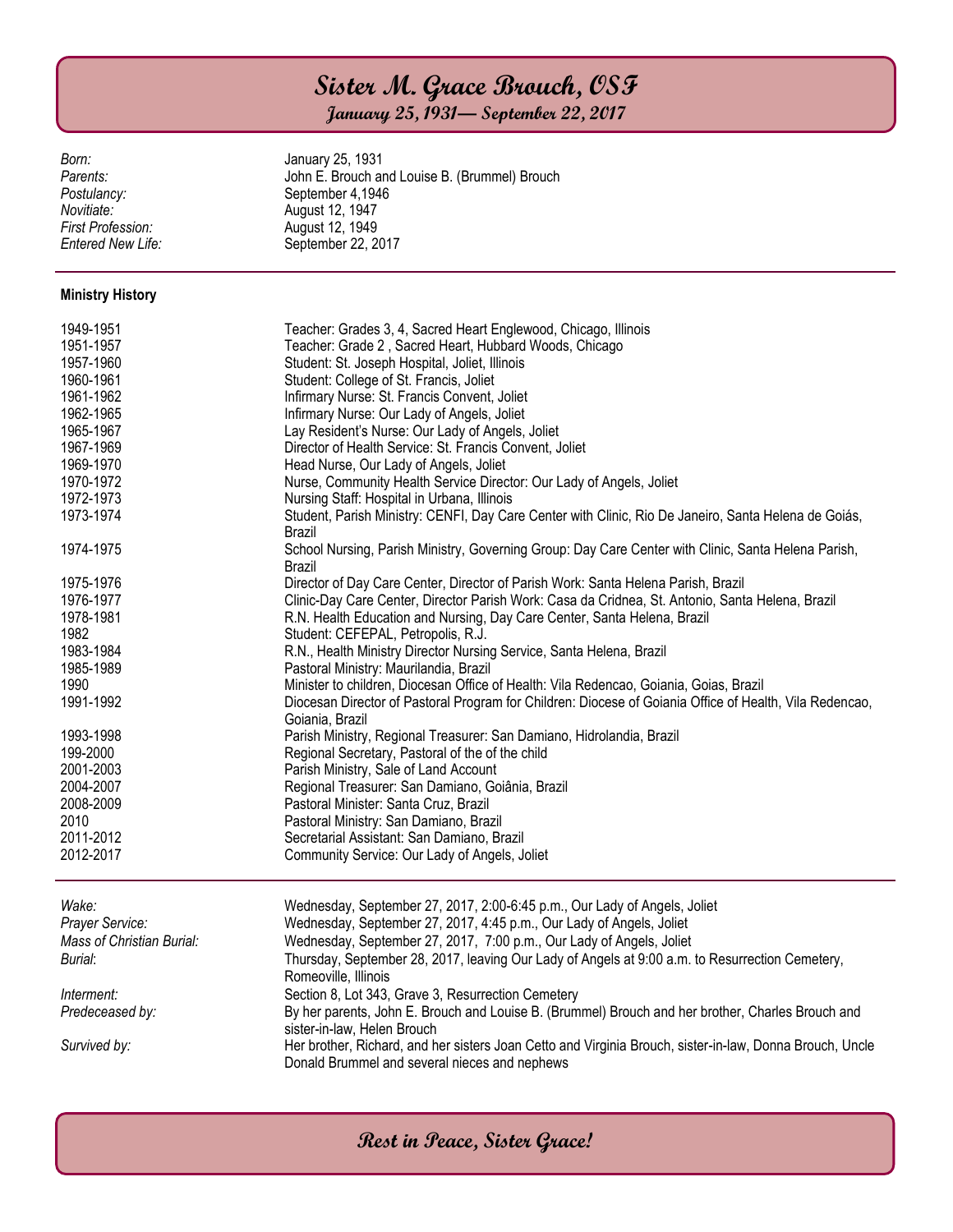# Sister M. Grace Brouch, OSF

**January 25, 1931— September 22, 2017**

| | |
|---|---|
| *Born:* | January 25, 1931 |
| *Parents:* | John E. Brouch and Louise B. (Brummel) Brouch |
| *Postulancy:* | September 4,1946 |
| *Novitiate:* | August 12, 1947 |
| *First Profession:* | August 12, 1949 |
| *Entered New Life:* | September 22, 2017 |

**Ministry History**

| | |
|---|---|
| 1949-1951 | Teacher: Grades 3, 4, Sacred Heart Englewood, Chicago, Illinois |
| 1951-1957 | Teacher: Grade 2 , Sacred Heart, Hubbard Woods, Chicago |
| 1957-1960 | Student: St. Joseph Hospital, Joliet, Illinois |
| 1960-1961 | Student: College of St. Francis, Joliet |
| 1961-1962 | Infirmary Nurse: St. Francis Convent, Joliet |
| 1962-1965 | Infirmary Nurse: Our Lady of Angels, Joliet |
| 1965-1967 | Lay Resident's Nurse: Our Lady of Angels, Joliet |
| 1967-1969 | Director of Health Service: St. Francis Convent, Joliet |
| 1969-1970 | Head Nurse, Our Lady of Angels, Joliet |
| 1970-1972 | Nurse, Community Health Service Director: Our Lady of Angels, Joliet |
| 1972-1973 | Nursing Staff: Hospital in Urbana, Illinois |
| 1973-1974 | Student, Parish Ministry: CENFI, Day Care Center with Clinic, Rio De Janeiro, Santa Helena de Goiás, Brazil |
| 1974-1975 | School Nursing, Parish Ministry, Governing Group: Day Care Center with Clinic, Santa Helena Parish, Brazil |
| 1975-1976 | Director of Day Care Center, Director of Parish Work: Santa Helena Parish, Brazil |
| 1976-1977 | Clinic-Day Care Center, Director Parish Work: Casa da Cridnea, St. Antonio, Santa Helena, Brazil |
| 1978-1981 | R.N. Health Education and Nursing, Day Care Center, Santa Helena, Brazil |
| 1982 | Student: CEFEPAL, Petropolis, R.J. |
| 1983-1984 | R.N., Health Ministry Director Nursing Service, Santa Helena, Brazil |
| 1985-1989 | Pastoral Ministry: Maurilandia, Brazil |
| 1990 | Minister to children, Diocesan Office of Health: Vila Redencao, Goiania, Goias, Brazil |
| 1991-1992 | Diocesan Director of Pastoral Program for Children: Diocese of Goiania Office of Health, Vila Redencao, Goiania, Brazil |
| 1993-1998 | Parish Ministry, Regional Treasurer: San Damiano, Hidrolandia, Brazil |
| 199-2000 | Regional Secretary, Pastoral of the of the child |
| 2001-2003 | Parish Ministry, Sale of Land Account |
| 2004-2007 | Regional Treasurer: San Damiano, Goiânia, Brazil |
| 2008-2009 | Pastoral Minister: Santa Cruz, Brazil |
| 2010 | Pastoral Ministry: San Damiano, Brazil |
| 2011-2012 | Secretarial Assistant: San Damiano, Brazil |
| 2012-2017 | Community Service: Our Lady of Angels, Joliet |

| | |
|---|---|
| *Wake:* | Wednesday, September 27, 2017, 2:00-6:45 p.m., Our Lady of Angels, Joliet |
| *Prayer Service:* | Wednesday, September 27, 2017, 4:45 p.m., Our Lady of Angels, Joliet |
| *Mass of Christian Burial:* | Wednesday, September 27, 2017, 7:00 p.m., Our Lady of Angels, Joliet |
| *Burial*: | Thursday, September 28, 2017, leaving Our Lady of Angels at 9:00 a.m. to Resurrection Cemetery, Romeoville, Illinois |
| *Interment:* | Section 8, Lot 343, Grave 3, Resurrection Cemetery |
| *Predeceased by:* | By her parents, John E. Brouch and Louise B. (Brummel) Brouch and her brother, Charles Brouch and sister-in-law, Helen Brouch |
| *Survived by:* | Her brother, Richard, and her sisters Joan Cetto and Virginia Brouch, sister-in-law, Donna Brouch, Uncle Donald Brummel and several nieces and nephews |

**Rest in Peace, Sister Grace!**